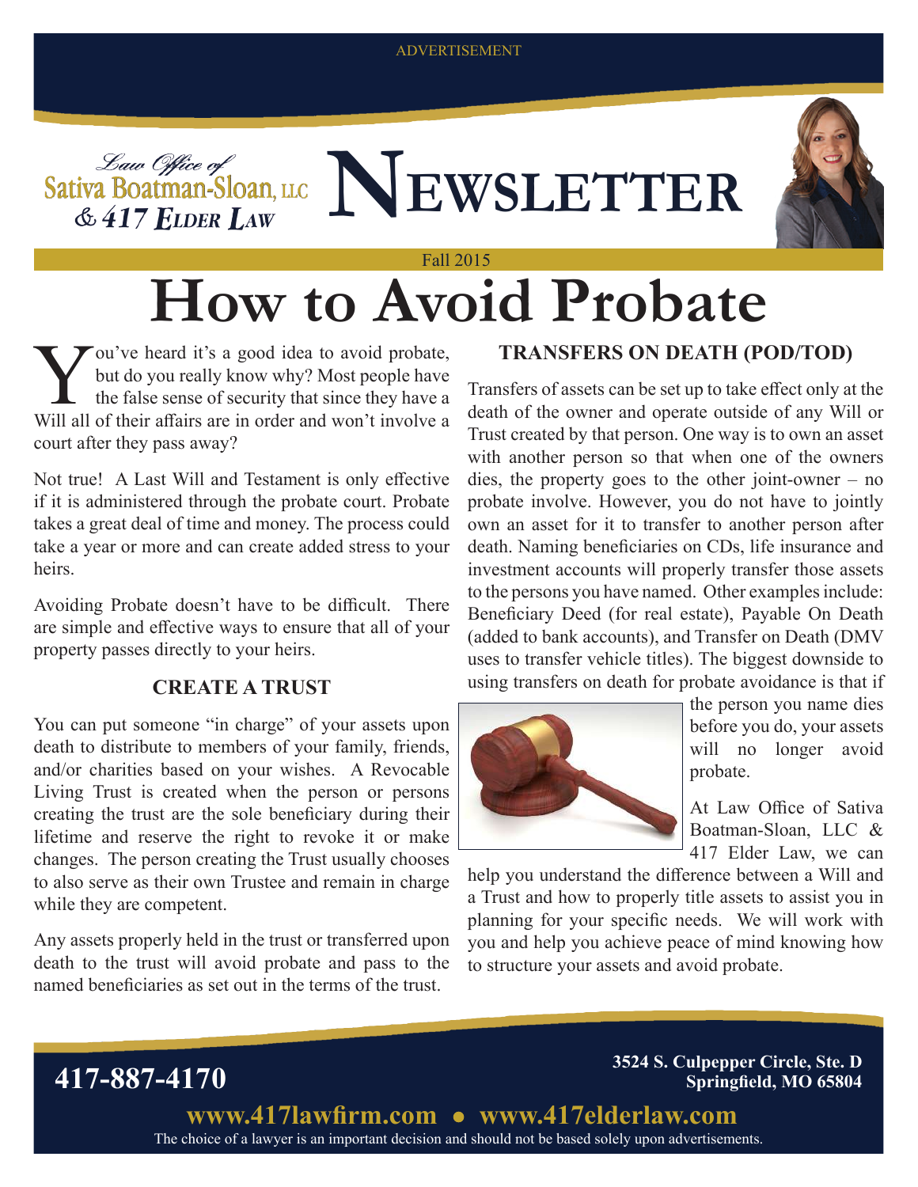ADVERTISEMENT

Law Office of
Sativa Boatman-Sloan, LLC
& 417 Elder Law

# NEWSLETTER

Fall 2015

# How to Avoid Probate

You've heard it's a good idea to avoid probate, but do you really know why? Most people have the false sense of security that since they have a Will all of their affairs are in order and won't involve a court after they pass away?

Not true! A Last Will and Testament is only effective if it is administered through the probate court. Probate takes a great deal of time and money. The process could take a year or more and can create added stress to your heirs.

Avoiding Probate doesn't have to be difficult. There are simple and effective ways to ensure that all of your property passes directly to your heirs.

## CREATE A TRUST

You can put someone "in charge" of your assets upon death to distribute to members of your family, friends, and/or charities based on your wishes. A Revocable Living Trust is created when the person or persons creating the trust are the sole beneficiary during their lifetime and reserve the right to revoke it or make changes. The person creating the Trust usually chooses to also serve as their own Trustee and remain in charge while they are competent.

Any assets properly held in the trust or transferred upon death to the trust will avoid probate and pass to the named beneficiaries as set out in the terms of the trust.

## TRANSFERS ON DEATH (POD/TOD)

Transfers of assets can be set up to take effect only at the death of the owner and operate outside of any Will or Trust created by that person. One way is to own an asset with another person so that when one of the owners dies, the property goes to the other joint-owner – no probate involve. However, you do not have to jointly own an asset for it to transfer to another person after death. Naming beneficiaries on CDs, life insurance and investment accounts will properly transfer those assets to the persons you have named. Other examples include: Beneficiary Deed (for real estate), Payable On Death (added to bank accounts), and Transfer on Death (DMV uses to transfer vehicle titles). The biggest downside to using transfers on death for probate avoidance is that if the person you name dies before you do, your assets will no longer avoid probate.

At Law Office of Sativa Boatman-Sloan, LLC & 417 Elder Law, we can help you understand the difference between a Will and a Trust and how to properly title assets to assist you in planning for your specific needs. We will work with you and help you achieve peace of mind knowing how to structure your assets and avoid probate.

**417-887-4170**

**3524 S. Culpepper Circle, Ste. D**
**Springfield, MO 65804**

**www.417lawfirm.com • www.417elderlaw.com**

The choice of a lawyer is an important decision and should not be based solely upon advertisements.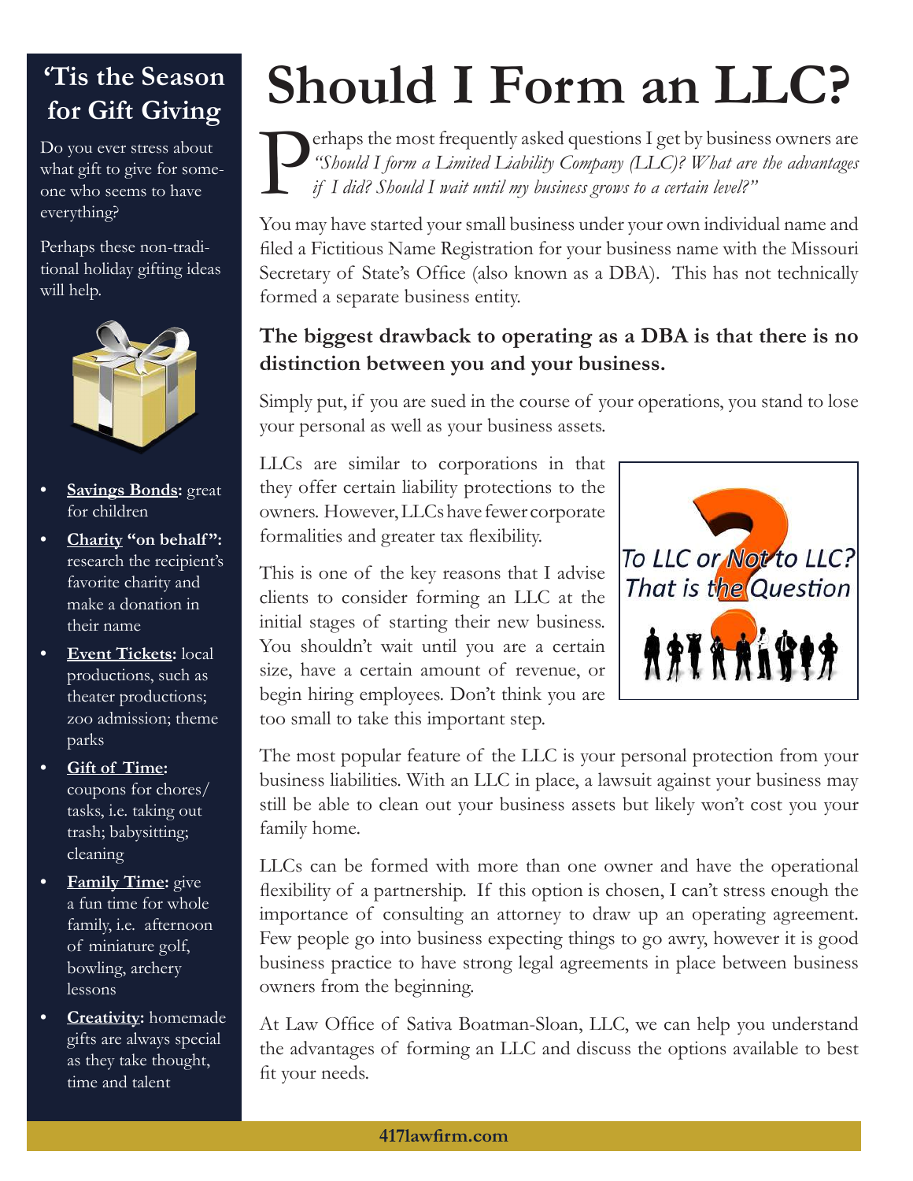# Should I Form an LLC?

Perhaps the most frequently asked questions I get by business owners are *"Should I form a Limited Liability Company (LLC)? What are the advantages if I did? Should I wait until my business grows to a certain level?"*

You may have started your small business under your own individual name and filed a Fictitious Name Registration for your business name with the Missouri Secretary of State's Office (also known as a DBA). This has not technically formed a separate business entity.

**The biggest drawback to operating as a DBA is that there is no distinction between you and your business.**

Simply put, if you are sued in the course of your operations, you stand to lose your personal as well as your business assets.

LLCs are similar to corporations in that they offer certain liability protections to the owners. However, LLCs have fewer corporate formalities and greater tax flexibility.

This is one of the key reasons that I advise clients to consider forming an LLC at the initial stages of starting their new business. You shouldn't wait until you are a certain size, have a certain amount of revenue, or begin hiring employees. Don't think you are too small to take this important step.

To LLC or Not to LLC? That is the Question

The most popular feature of the LLC is your personal protection from your business liabilities. With an LLC in place, a lawsuit against your business may still be able to clean out your business assets but likely won't cost you your family home.

LLCs can be formed with more than one owner and have the operational flexibility of a partnership. If this option is chosen, I can't stress enough the importance of consulting an attorney to draw up an operating agreement. Few people go into business expecting things to go awry, however it is good business practice to have strong legal agreements in place between business owners from the beginning.

At Law Office of Sativa Boatman-Sloan, LLC, we can help you understand the advantages of forming an LLC and discuss the options available to best fit your needs.

## 'Tis the Season for Gift Giving

Do you ever stress about what gift to give for someone who seems to have everything?

Perhaps these non-traditional holiday gifting ideas will help.

- **Savings Bonds:** great for children
- **Charity "on behalf":** research the recipient's favorite charity and make a donation in their name
- **Event Tickets:** local productions, such as theater productions; zoo admission; theme parks
- **Gift of Time:** coupons for chores/tasks, i.e. taking out trash; babysitting; cleaning
- **Family Time:** give a fun time for whole family, i.e. afternoon of miniature golf, bowling, archery lessons
- **Creativity:** homemade gifts are always special as they take thought, time and talent

417lawfirm.com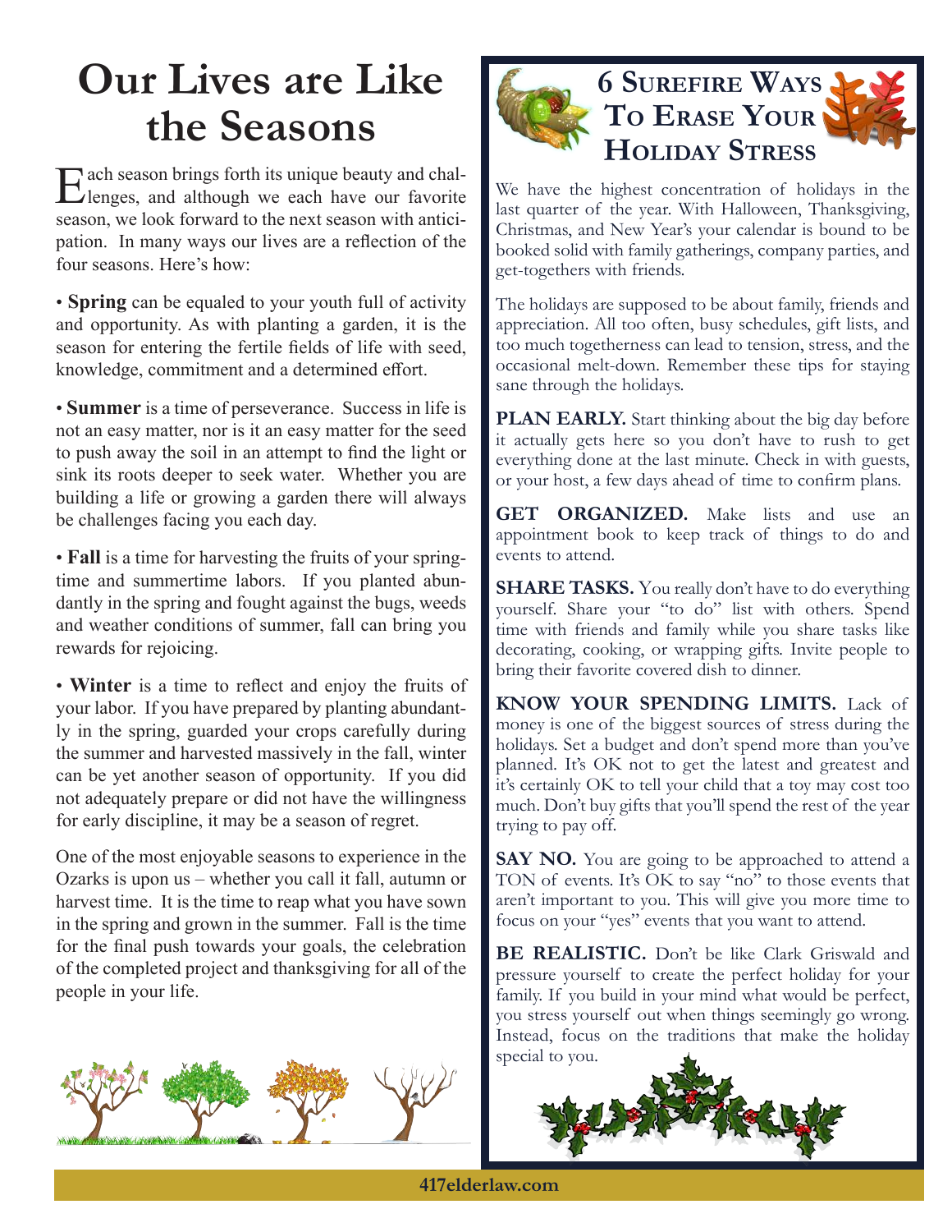# Our Lives are Like the Seasons

Each season brings forth its unique beauty and challenges, and although we each have our favorite season, we look forward to the next season with anticipation. In many ways our lives are a reflection of the four seasons. Here's how:

• **Spring** can be equaled to your youth full of activity and opportunity. As with planting a garden, it is the season for entering the fertile fields of life with seed, knowledge, commitment and a determined effort.

• **Summer** is a time of perseverance. Success in life is not an easy matter, nor is it an easy matter for the seed to push away the soil in an attempt to find the light or sink its roots deeper to seek water. Whether you are building a life or growing a garden there will always be challenges facing you each day.

• **Fall** is a time for harvesting the fruits of your springtime and summertime labors. If you planted abundantly in the spring and fought against the bugs, weeds and weather conditions of summer, fall can bring you rewards for rejoicing.

• **Winter** is a time to reflect and enjoy the fruits of your labor. If you have prepared by planting abundantly in the spring, guarded your crops carefully during the summer and harvested massively in the fall, winter can be yet another season of opportunity. If you did not adequately prepare or did not have the willingness for early discipline, it may be a season of regret.

One of the most enjoyable seasons to experience in the Ozarks is upon us – whether you call it fall, autumn or harvest time. It is the time to reap what you have sown in the spring and grown in the summer. Fall is the time for the final push towards your goals, the celebration of the completed project and thanksgiving for all of the people in your life.

## 6 Surefire Ways To Erase Your Holiday Stress

We have the highest concentration of holidays in the last quarter of the year. With Halloween, Thanksgiving, Christmas, and New Year's your calendar is bound to be booked solid with family gatherings, company parties, and get-togethers with friends.

The holidays are supposed to be about family, friends and appreciation. All too often, busy schedules, gift lists, and too much togetherness can lead to tension, stress, and the occasional melt-down. Remember these tips for staying sane through the holidays.

**PLAN EARLY.** Start thinking about the big day before it actually gets here so you don't have to rush to get everything done at the last minute. Check in with guests, or your host, a few days ahead of time to confirm plans.

**GET ORGANIZED.** Make lists and use an appointment book to keep track of things to do and events to attend.

**SHARE TASKS.** You really don't have to do everything yourself. Share your "to do" list with others. Spend time with friends and family while you share tasks like decorating, cooking, or wrapping gifts. Invite people to bring their favorite covered dish to dinner.

**KNOW YOUR SPENDING LIMITS.** Lack of money is one of the biggest sources of stress during the holidays. Set a budget and don't spend more than you've planned. It's OK not to get the latest and greatest and it's certainly OK to tell your child that a toy may cost too much. Don't buy gifts that you'll spend the rest of the year trying to pay off.

**SAY NO.** You are going to be approached to attend a TON of events. It's OK to say "no" to those events that aren't important to you. This will give you more time to focus on your "yes" events that you want to attend.

**BE REALISTIC.** Don't be like Clark Griswald and pressure yourself to create the perfect holiday for your family. If you build in your mind what would be perfect, you stress yourself out when things seemingly go wrong. Instead, focus on the traditions that make the holiday special to you.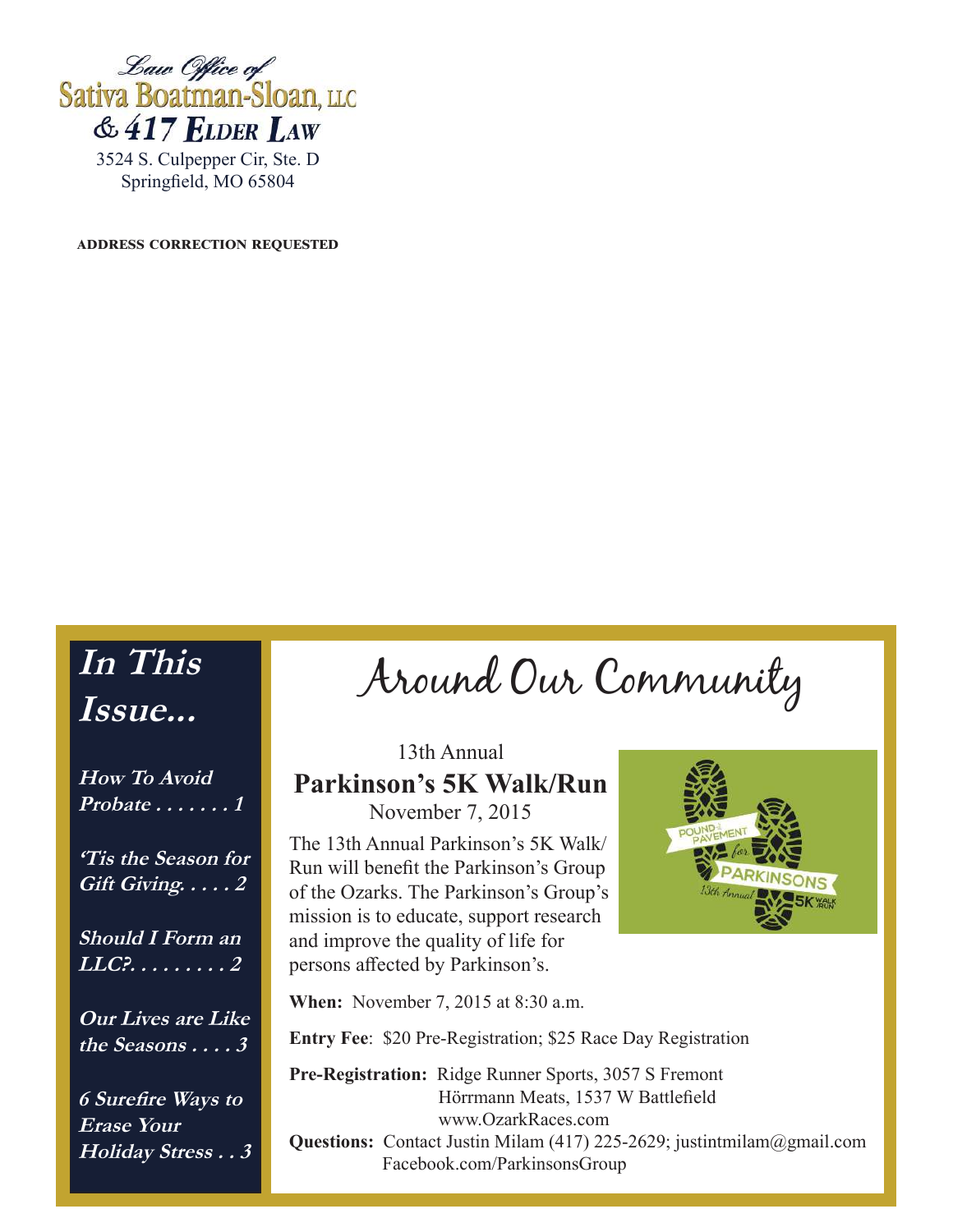Law Office of
Sativa Boatman-Sloan, LLC
& 417 Elder Law

3524 S. Culpepper Cir, Ste. D
Springfield, MO 65804

**ADDRESS CORRECTION REQUESTED**

## *In This Issue...*

***How To Avoid Probate . . . . . . . 1***

***'Tis the Season for Gift Giving. . . . . 2***

***Should I Form an LLC?. . . . . . . . . 2***

***Our Lives are Like the Seasons . . . . 3***

***6 Surefire Ways to Erase Your Holiday Stress . . 3***

# Around Our Community

13th Annual

## Parkinson's 5K Walk/Run

November 7, 2015

The 13th Annual Parkinson's 5K Walk/Run will benefit the Parkinson's Group of the Ozarks. The Parkinson's Group's mission is to educate, support research and improve the quality of life for persons affected by Parkinson's.

POUND PAVEMENT for PARKINSONS
13th Annual 5K WALK RUN

**When:** November 7, 2015 at 8:30 a.m.

**Entry Fee**: $20 Pre-Registration; $25 Race Day Registration

**Pre-Registration:** Ridge Runner Sports, 3057 S Fremont
Hörrmann Meats, 1537 W Battlefield
www.OzarkRaces.com

**Questions:** Contact Justin Milam (417) 225-2629; justintmilam@gmail.com
Facebook.com/ParkinsonsGroup